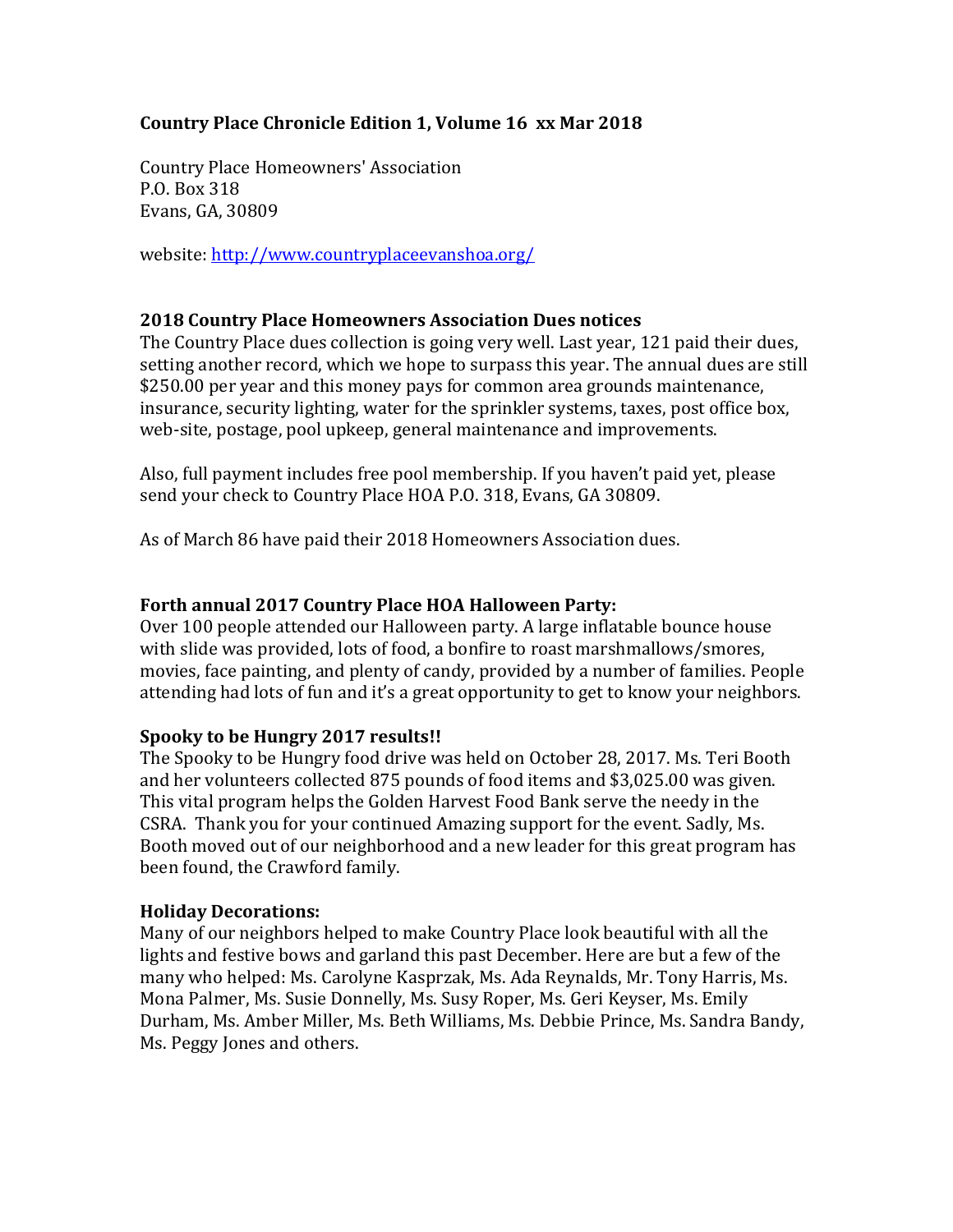**Country Place Chronicle Edition 1, Volume 16 xx Mar 2018**

Country Place Homeowners' Association
P.O. Box 318
Evans, GA, 30809

website: [http://www.countryplaceevanshoa.org/](http://www.countryplaceevanshoa.org/)

### 2018 Country Place Homeowners Association Dues notices

The Country Place dues collection is going very well. Last year, 121 paid their dues, setting another record, which we hope to surpass this year. The annual dues are still $250.00 per year and this money pays for common area grounds maintenance, insurance, security lighting, water for the sprinkler systems, taxes, post office box, web-site, postage, pool upkeep, general maintenance and improvements.

Also, full payment includes free pool membership. If you haven't paid yet, please send your check to Country Place HOA P.O. 318, Evans, GA 30809.

As of March 86 have paid their 2018 Homeowners Association dues.

### Forth annual 2017 Country Place HOA Halloween Party:

Over 100 people attended our Halloween party. A large inflatable bounce house with slide was provided, lots of food, a bonfire to roast marshmallows/smores, movies, face painting, and plenty of candy, provided by a number of families. People attending had lots of fun and it's a great opportunity to get to know your neighbors.

### Spooky to be Hungry 2017 results!!

The Spooky to be Hungry food drive was held on October 28, 2017. Ms. Teri Booth and her volunteers collected 875 pounds of food items and $3,025.00 was given. This vital program helps the Golden Harvest Food Bank serve the needy in the CSRA. Thank you for your continued Amazing support for the event. Sadly, Ms. Booth moved out of our neighborhood and a new leader for this great program has been found, the Crawford family.

### Holiday Decorations:

Many of our neighbors helped to make Country Place look beautiful with all the lights and festive bows and garland this past December. Here are but a few of the many who helped: Ms. Carolyne Kasprzak, Ms. Ada Reynalds, Mr. Tony Harris, Ms. Mona Palmer, Ms. Susie Donnelly, Ms. Susy Roper, Ms. Geri Keyser, Ms. Emily Durham, Ms. Amber Miller, Ms. Beth Williams, Ms. Debbie Prince, Ms. Sandra Bandy, Ms. Peggy Jones and others.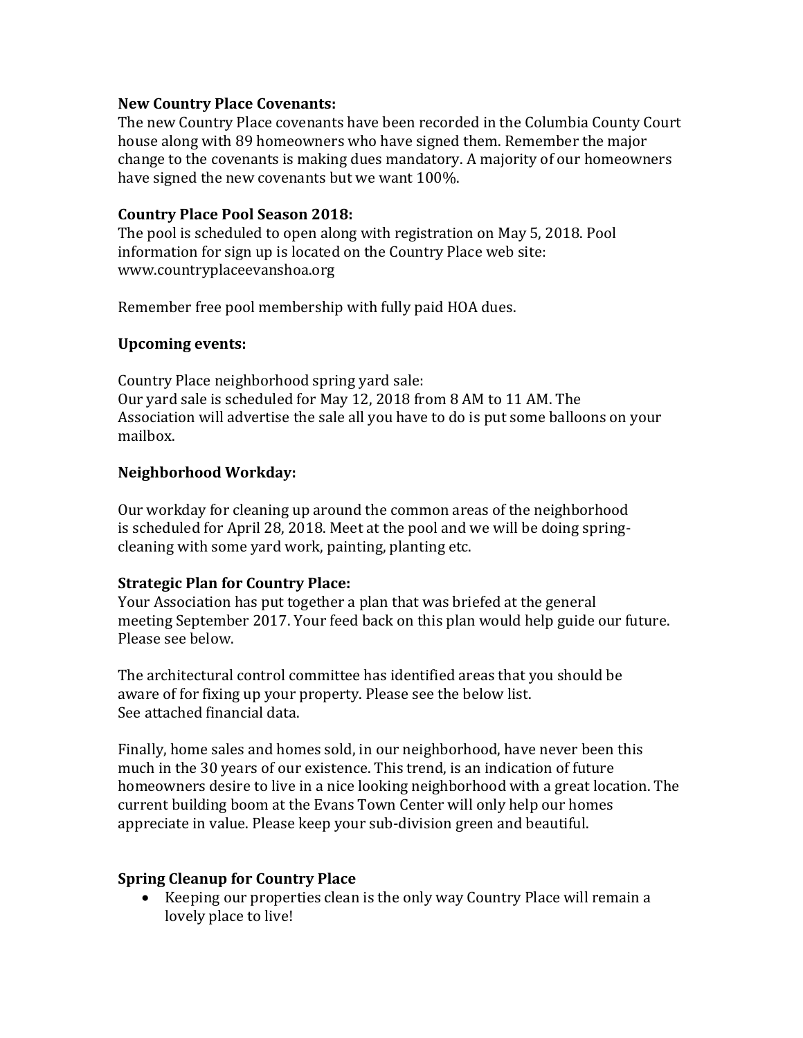**New Country Place Covenants:**
The new Country Place covenants have been recorded in the Columbia County Court house along with 89 homeowners who have signed them. Remember the major change to the covenants is making dues mandatory. A majority of our homeowners have signed the new covenants but we want 100%.

**Country Place Pool Season 2018:**
The pool is scheduled to open along with registration on May 5, 2018. Pool information for sign up is located on the Country Place web site: www.countryplaceevanshoa.org

Remember free pool membership with fully paid HOA dues.

**Upcoming events:**

Country Place neighborhood spring yard sale:
Our yard sale is scheduled for May 12, 2018 from 8 AM to 11 AM. The Association will advertise the sale all you have to do is put some balloons on your mailbox.

**Neighborhood Workday:**

Our workday for cleaning up around the common areas of the neighborhood is scheduled for April 28, 2018. Meet at the pool and we will be doing spring-cleaning with some yard work, painting, planting etc.

**Strategic Plan for Country Place:**
Your Association has put together a plan that was briefed at the general meeting September 2017. Your feed back on this plan would help guide our future. Please see below.

The architectural control committee has identified areas that you should be aware of for fixing up your property. Please see the below list.
See attached financial data.

Finally, home sales and homes sold, in our neighborhood, have never been this much in the 30 years of our existence. This trend, is an indication of future homeowners desire to live in a nice looking neighborhood with a great location. The current building boom at the Evans Town Center will only help our homes appreciate in value. Please keep your sub-division green and beautiful.

**Spring Cleanup for Country Place**

- Keeping our properties clean is the only way Country Place will remain a lovely place to live!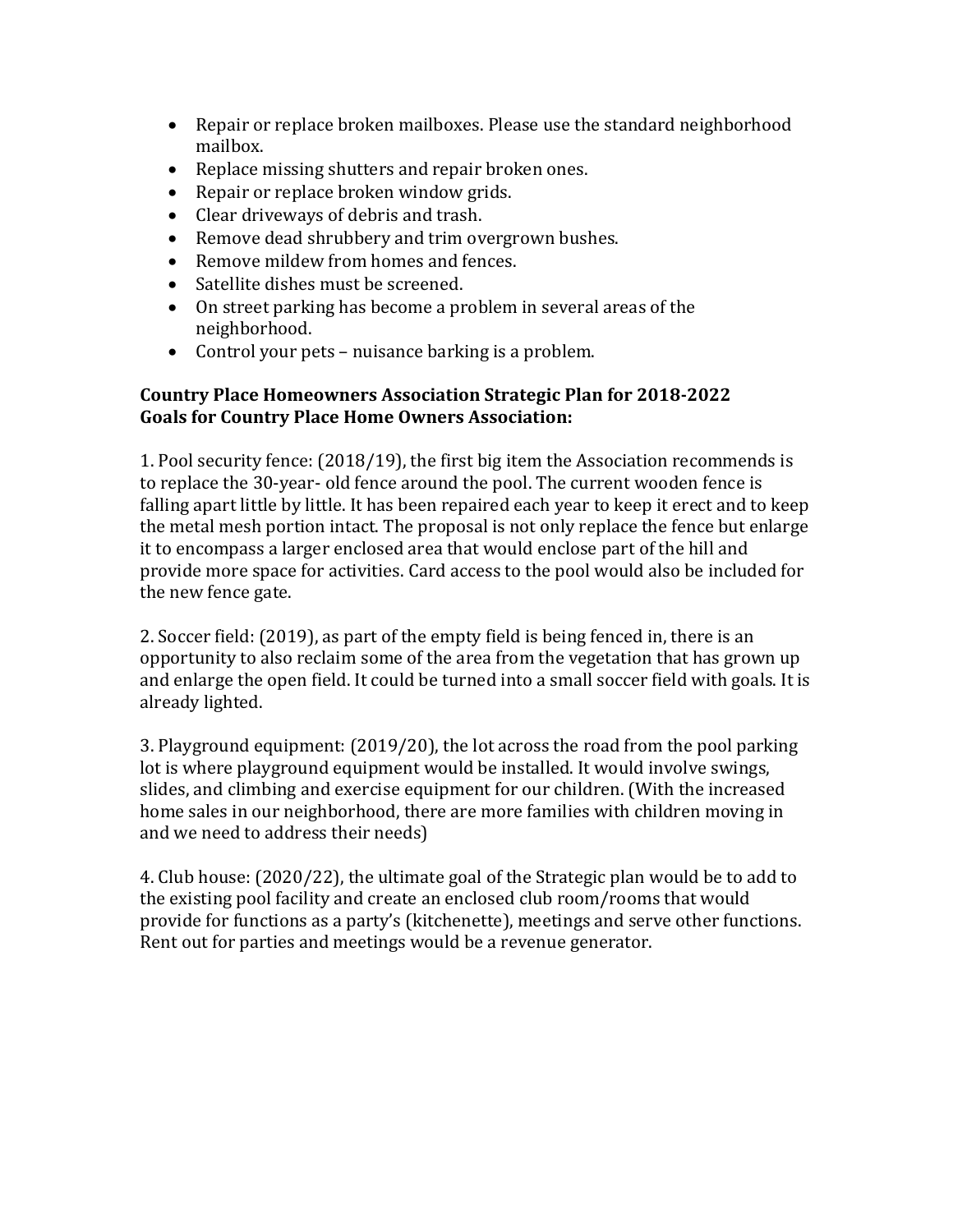- Repair or replace broken mailboxes. Please use the standard neighborhood mailbox.
- Replace missing shutters and repair broken ones.
- Repair or replace broken window grids.
- Clear driveways of debris and trash.
- Remove dead shrubbery and trim overgrown bushes.
- Remove mildew from homes and fences.
- Satellite dishes must be screened.
- On street parking has become a problem in several areas of the neighborhood.
- Control your pets – nuisance barking is a problem.

**Country Place Homeowners Association Strategic Plan for 2018-2022**
**Goals for Country Place Home Owners Association:**

1. Pool security fence: (2018/19), the first big item the Association recommends is to replace the 30-year- old fence around the pool. The current wooden fence is falling apart little by little. It has been repaired each year to keep it erect and to keep the metal mesh portion intact. The proposal is not only replace the fence but enlarge it to encompass a larger enclosed area that would enclose part of the hill and provide more space for activities. Card access to the pool would also be included for the new fence gate.

2. Soccer field: (2019), as part of the empty field is being fenced in, there is an opportunity to also reclaim some of the area from the vegetation that has grown up and enlarge the open field. It could be turned into a small soccer field with goals. It is already lighted.

3. Playground equipment: (2019/20), the lot across the road from the pool parking lot is where playground equipment would be installed. It would involve swings, slides, and climbing and exercise equipment for our children. (With the increased home sales in our neighborhood, there are more families with children moving in and we need to address their needs)

4. Club house: (2020/22), the ultimate goal of the Strategic plan would be to add to the existing pool facility and create an enclosed club room/rooms that would provide for functions as a party's (kitchenette), meetings and serve other functions. Rent out for parties and meetings would be a revenue generator.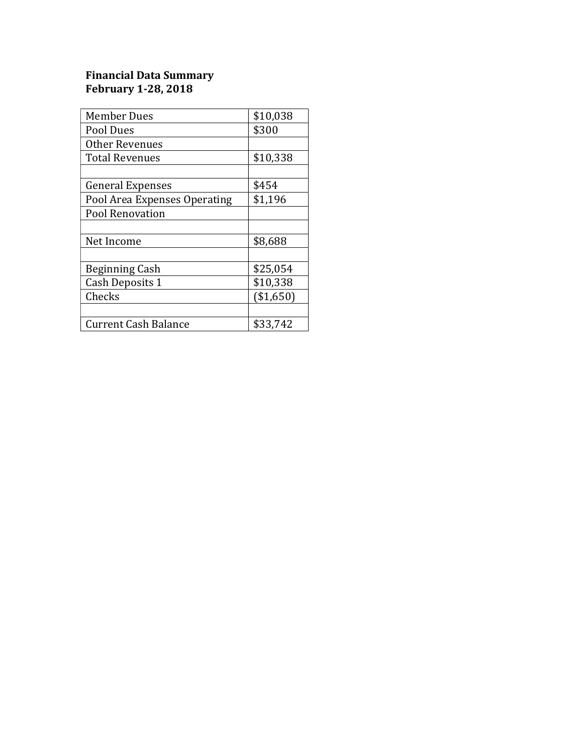**Financial Data Summary**
**February 1-28, 2018**

| | |
|---|---|
| Member Dues | $10,038 |
| Pool Dues | $300 |
| Other Revenues | |
| Total Revenues | $10,338 |
| | |
| General Expenses | $454 |
| Pool Area Expenses Operating | $1,196 |
| Pool Renovation | |
| | |
| Net Income | $8,688 |
| | |
| Beginning Cash | $25,054 |
| Cash Deposits 1 | $10,338 |
| Checks | ($1,650) |
| | |
| Current Cash Balance | $33,742 |